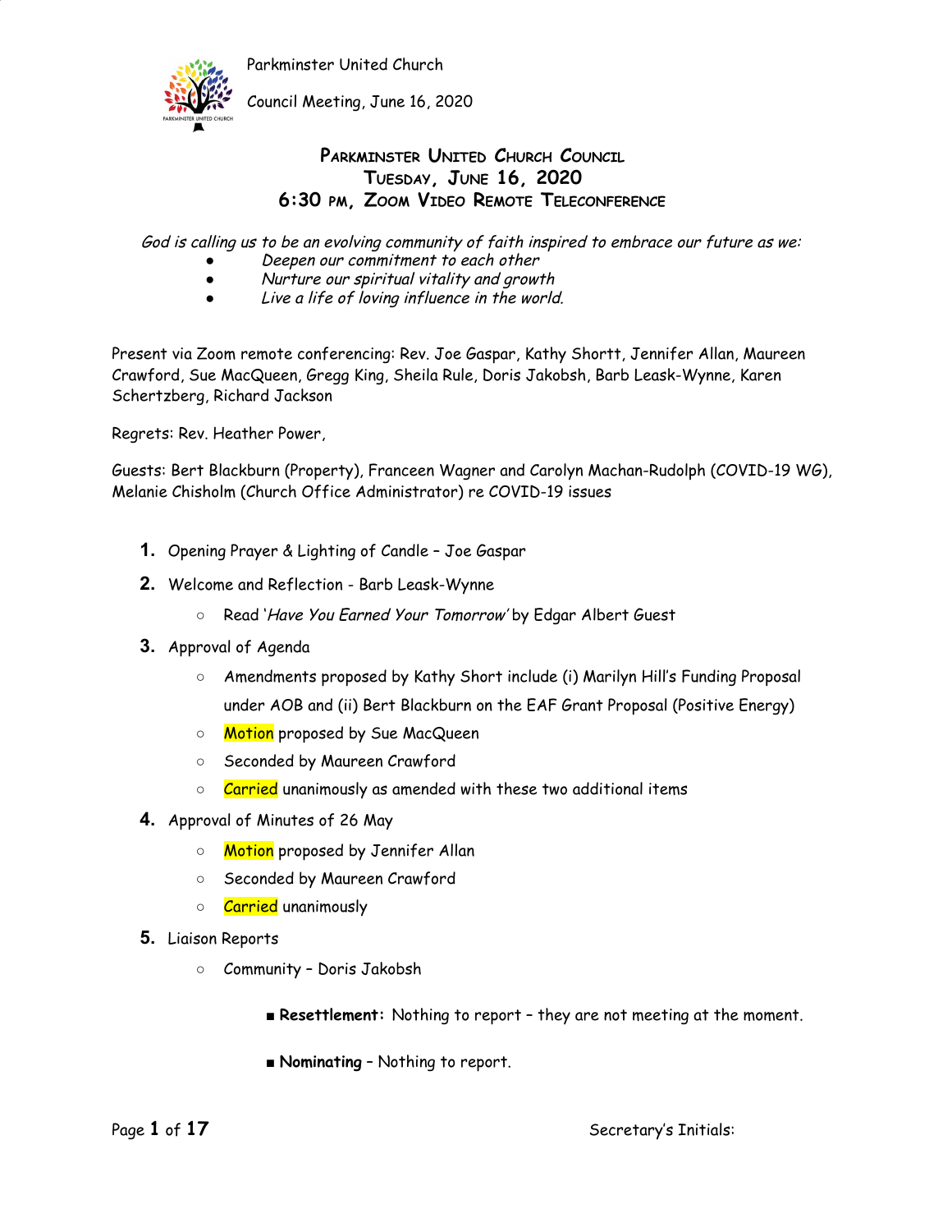# Parkminster United Church Council
## Tuesday, June 16, 2020
## 6:30 pm, Zoom Video Remote Teleconference

*God is calling us to be an evolving community of faith inspired to embrace our future as we:*

- *Deepen our commitment to each other*
- *Nurture our spiritual vitality and growth*
- *Live a life of loving influence in the world.*

Present via Zoom remote conferencing: Rev. Joe Gaspar, Kathy Shortt, Jennifer Allan, Maureen Crawford, Sue MacQueen, Gregg King, Sheila Rule, Doris Jakobsh, Barb Leask-Wynne, Karen Schertzberg, Richard Jackson

Regrets: Rev. Heather Power,

Guests: Bert Blackburn (Property), Franceen Wagner and Carolyn Machan-Rudolph (COVID-19 WG), Melanie Chisholm (Church Office Administrator) re COVID-19 issues

1. Opening Prayer & Lighting of Candle – Joe Gaspar
2. Welcome and Reflection - Barb Leask-Wynne
   - Read '*Have You Earned Your Tomorrow*' by Edgar Albert Guest
3. Approval of Agenda
   - Amendments proposed by Kathy Short include (i) Marilyn Hill's Funding Proposal under AOB and (ii) Bert Blackburn on the EAF Grant Proposal (Positive Energy)
   - Motion proposed by Sue MacQueen
   - Seconded by Maureen Crawford
   - Carried unanimously as amended with these two additional items
4. Approval of Minutes of 26 May
   - Motion proposed by Jennifer Allan
   - Seconded by Maureen Crawford
   - Carried unanimously
5. Liaison Reports
   - Community – Doris Jakobsh
     - **Resettlement:** Nothing to report – they are not meeting at the moment.
     - **Nominating** – Nothing to report.

Secretary's Initials: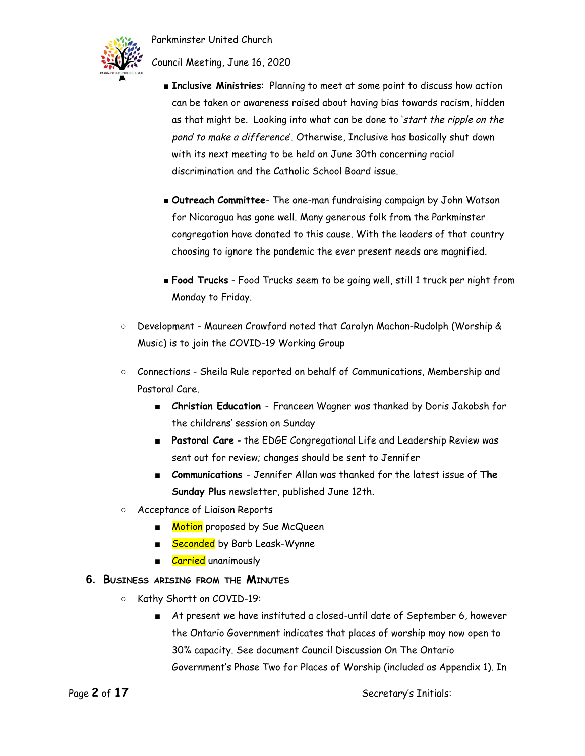- **Inclusive Ministries**: Planning to meet at some point to discuss how action can be taken or awareness raised about having bias towards racism, hidden as that might be. Looking into what can be done to '*start the ripple on the pond to make a difference*'. Otherwise, Inclusive has basically shut down with its next meeting to be held on June 30th concerning racial discrimination and the Catholic School Board issue.

- **Outreach Committee**- The one-man fundraising campaign by John Watson for Nicaragua has gone well. Many generous folk from the Parkminster congregation have donated to this cause. With the leaders of that country choosing to ignore the pandemic the ever present needs are magnified.

- **Food Trucks** - Food Trucks seem to be going well, still 1 truck per night from Monday to Friday.

- Development - Maureen Crawford noted that Carolyn Machan-Rudolph (Worship & Music) is to join the COVID-19 Working Group

- Connections - Sheila Rule reported on behalf of Communications, Membership and Pastoral Care.
  - **Christian Education** - Franceen Wagner was thanked by Doris Jakobsh for the childrens' session on Sunday
  - **Pastoral Care** - the EDGE Congregational Life and Leadership Review was sent out for review; changes should be sent to Jennifer
  - **Communications** - Jennifer Allan was thanked for the latest issue of **The Sunday Plus** newsletter, published June 12th.

- Acceptance of Liaison Reports
  - Motion proposed by Sue McQueen
  - Seconded by Barb Leask-Wynne
  - Carried unanimously

## 6. Business arising from the Minutes

- Kathy Shortt on COVID-19:
  - At present we have instituted a closed-until date of September 6, however the Ontario Government indicates that places of worship may now open to 30% capacity. See document Council Discussion On The Ontario Government's Phase Two for Places of Worship (included as Appendix 1). In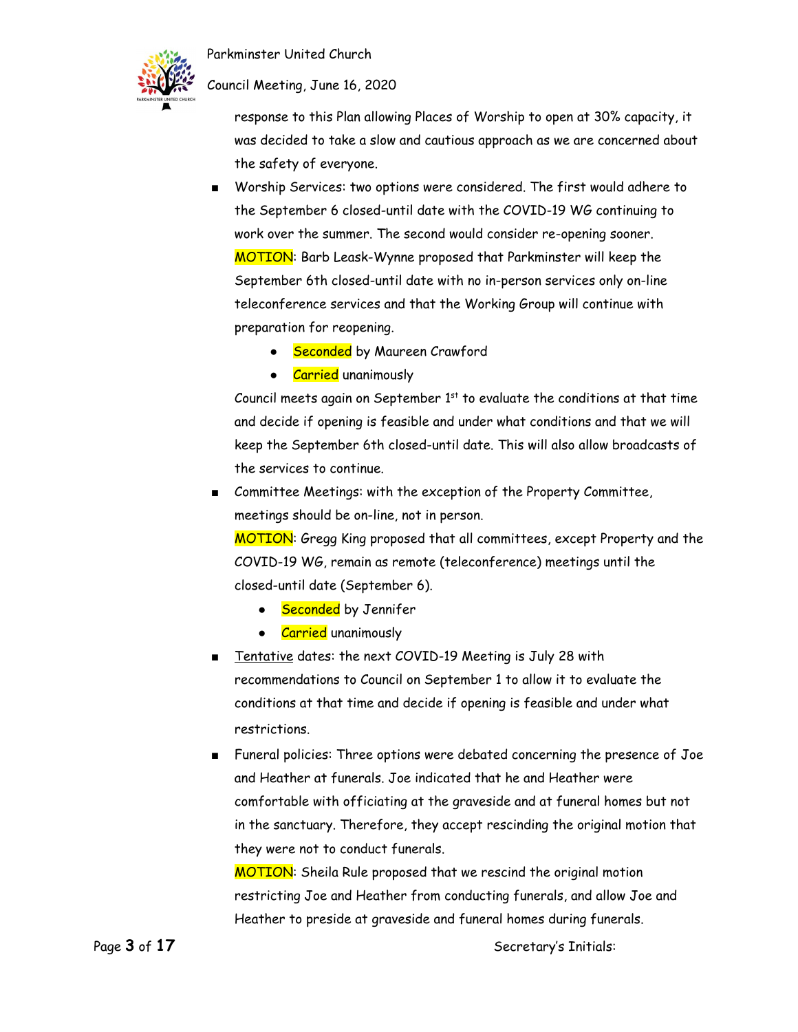response to this Plan allowing Places of Worship to open at 30% capacity, it was decided to take a slow and cautious approach as we are concerned about the safety of everyone.

- Worship Services: two options were considered. The first would adhere to the September 6 closed-until date with the COVID-19 WG continuing to work over the summer. The second would consider re-opening sooner.
  MOTION: Barb Leask-Wynne proposed that Parkminster will keep the September 6th closed-until date with no in-person services only on-line teleconference services and that the Working Group will continue with preparation for reopening.
  - Seconded by Maureen Crawford
  - Carried unanimously

  Council meets again on September 1st to evaluate the conditions at that time and decide if opening is feasible and under what conditions and that we will keep the September 6th closed-until date. This will also allow broadcasts of the services to continue.
- Committee Meetings: with the exception of the Property Committee, meetings should be on-line, not in person.
  MOTION: Gregg King proposed that all committees, except Property and the COVID-19 WG, remain as remote (teleconference) meetings until the closed-until date (September 6).
  - Seconded by Jennifer
  - Carried unanimously
- Tentative dates: the next COVID-19 Meeting is July 28 with recommendations to Council on September 1 to allow it to evaluate the conditions at that time and decide if opening is feasible and under what restrictions.
- Funeral policies: Three options were debated concerning the presence of Joe and Heather at funerals. Joe indicated that he and Heather were comfortable with officiating at the graveside and at funeral homes but not in the sanctuary. Therefore, they accept rescinding the original motion that they were not to conduct funerals.
  MOTION: Sheila Rule proposed that we rescind the original motion restricting Joe and Heather from conducting funerals, and allow Joe and Heather to preside at graveside and funeral homes during funerals.

Secretary's Initials: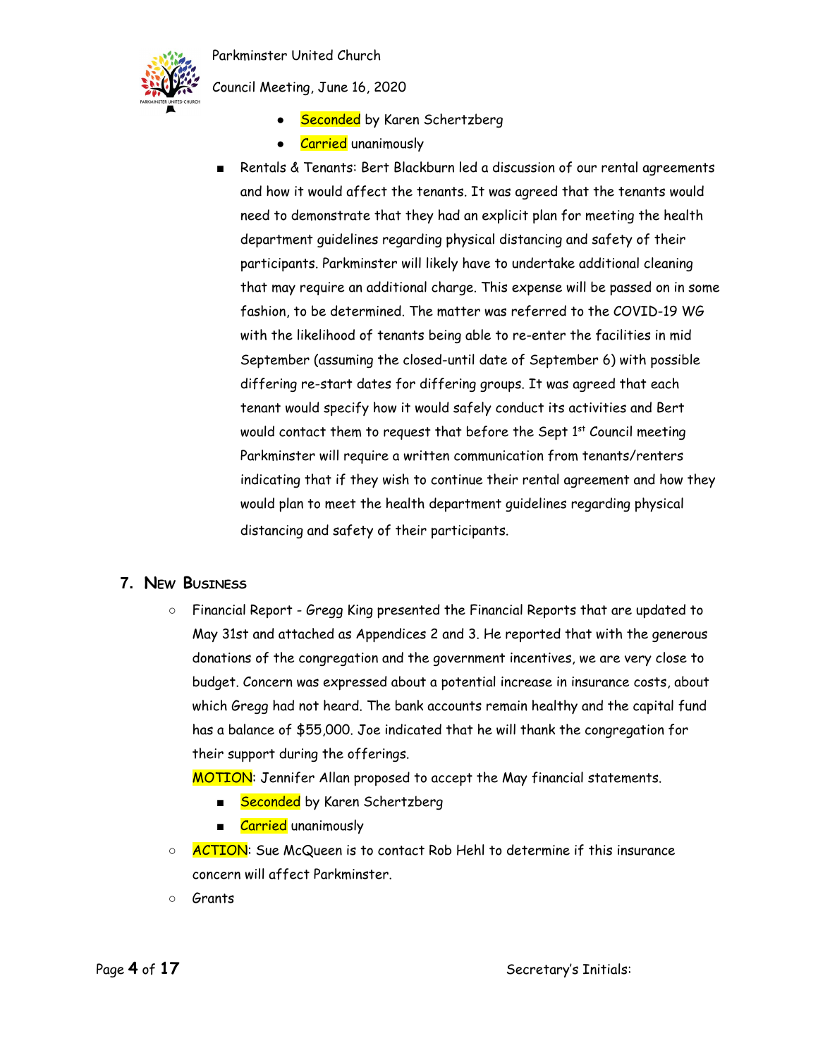- Seconded by Karen Schertzberg
- Carried unanimously

- Rentals & Tenants: Bert Blackburn led a discussion of our rental agreements and how it would affect the tenants. It was agreed that the tenants would need to demonstrate that they had an explicit plan for meeting the health department guidelines regarding physical distancing and safety of their participants. Parkminster will likely have to undertake additional cleaning that may require an additional charge. This expense will be passed on in some fashion, to be determined. The matter was referred to the COVID-19 WG with the likelihood of tenants being able to re-enter the facilities in mid September (assuming the closed-until date of September 6) with possible differing re-start dates for differing groups. It was agreed that each tenant would specify how it would safely conduct its activities and Bert would contact them to request that before the Sept 1st Council meeting Parkminster will require a written communication from tenants/renters indicating that if they wish to continue their rental agreement and how they would plan to meet the health department guidelines regarding physical distancing and safety of their participants.

## 7. New Business

- Financial Report - Gregg King presented the Financial Reports that are updated to May 31st and attached as Appendices 2 and 3. He reported that with the generous donations of the congregation and the government incentives, we are very close to budget. Concern was expressed about a potential increase in insurance costs, about which Gregg had not heard. The bank accounts remain healthy and the capital fund has a balance of $55,000. Joe indicated that he will thank the congregation for their support during the offerings.

  MOTION: Jennifer Allan proposed to accept the May financial statements.

  - Seconded by Karen Schertzberg
  - Carried unanimously

- ACTION: Sue McQueen is to contact Rob Hehl to determine if this insurance concern will affect Parkminster.
- Grants

Secretary's Initials: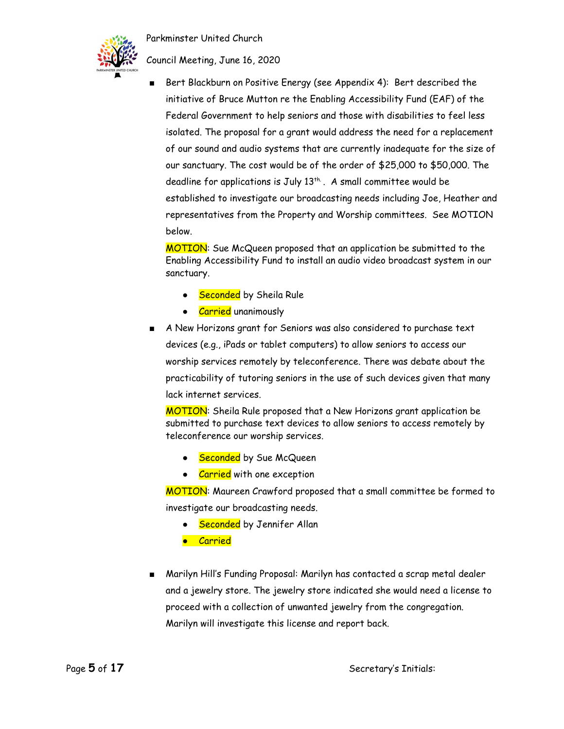- Bert Blackburn on Positive Energy (see Appendix 4): Bert described the initiative of Bruce Mutton re the Enabling Accessibility Fund (EAF) of the Federal Government to help seniors and those with disabilities to feel less isolated. The proposal for a grant would address the need for a replacement of our sound and audio systems that are currently inadequate for the size of our sanctuary. The cost would be of the order of $25,000 to $50,000. The deadline for applications is July 13th. A small committee would be established to investigate our broadcasting needs including Joe, Heather and representatives from the Property and Worship committees. See MOTION below.

  MOTION: Sue McQueen proposed that an application be submitted to the Enabling Accessibility Fund to install an audio video broadcast system in our sanctuary.

  - Seconded by Sheila Rule
  - Carried unanimously

- A New Horizons grant for Seniors was also considered to purchase text devices (e.g., iPads or tablet computers) to allow seniors to access our worship services remotely by teleconference. There was debate about the practicability of tutoring seniors in the use of such devices given that many lack internet services.

  MOTION: Sheila Rule proposed that a New Horizons grant application be submitted to purchase text devices to allow seniors to access remotely by teleconference our worship services.

  - Seconded by Sue McQueen
  - Carried with one exception

  MOTION: Maureen Crawford proposed that a small committee be formed to investigate our broadcasting needs.

  - Seconded by Jennifer Allan
  - Carried

- Marilyn Hill's Funding Proposal: Marilyn has contacted a scrap metal dealer and a jewelry store. The jewelry store indicated she would need a license to proceed with a collection of unwanted jewelry from the congregation. Marilyn will investigate this license and report back.

Secretary's Initials: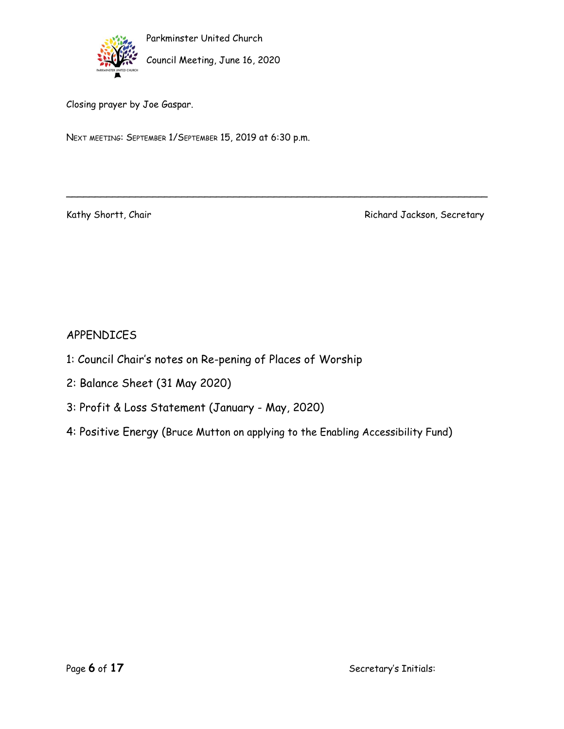Closing prayer by Joe Gaspar.

NEXT MEETING: SEPTEMBER 1/SEPTEMBER 15, 2019 at 6:30 p.m.

---

Kathy Shortt, Chair | Richard Jackson, Secretary

APPENDICES

1: Council Chair's notes on Re-pening of Places of Worship

2: Balance Sheet (31 May 2020)

3: Profit & Loss Statement (January - May, 2020)

4: Positive Energy (Bruce Mutton on applying to the Enabling Accessibility Fund)

Secretary's Initials: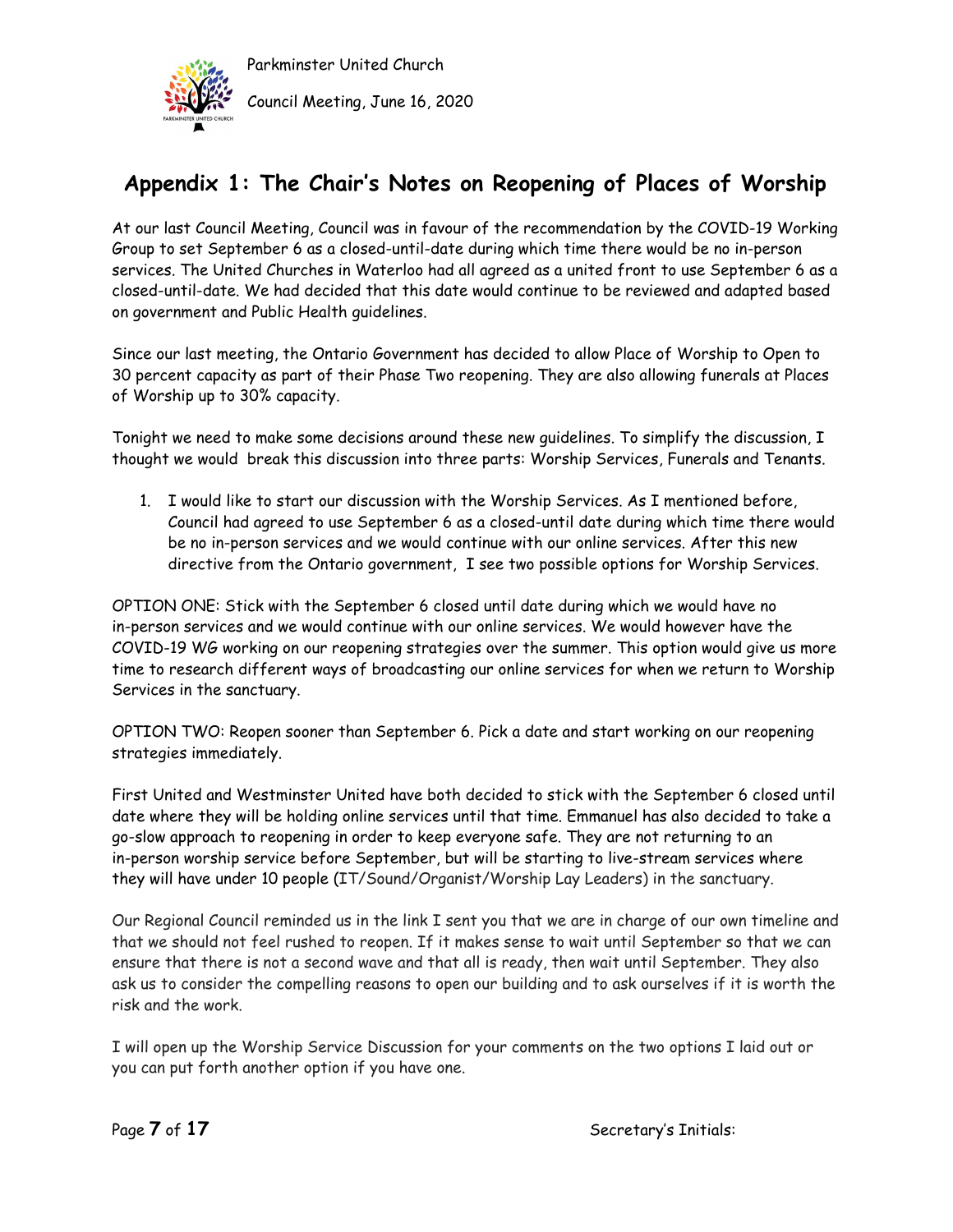## Appendix 1: The Chair's Notes on Reopening of Places of Worship

At our last Council Meeting, Council was in favour of the recommendation by the COVID-19 Working Group to set September 6 as a closed-until-date during which time there would be no in-person services. The United Churches in Waterloo had all agreed as a united front to use September 6 as a closed-until-date. We had decided that this date would continue to be reviewed and adapted based on government and Public Health guidelines.

Since our last meeting, the Ontario Government has decided to allow Place of Worship to Open to 30 percent capacity as part of their Phase Two reopening. They are also allowing funerals at Places of Worship up to 30% capacity.

Tonight we need to make some decisions around these new guidelines. To simplify the discussion, I thought we would break this discussion into three parts: Worship Services, Funerals and Tenants.

1. I would like to start our discussion with the Worship Services. As I mentioned before, Council had agreed to use September 6 as a closed-until date during which time there would be no in-person services and we would continue with our online services. After this new directive from the Ontario government, I see two possible options for Worship Services.

OPTION ONE: Stick with the September 6 closed until date during which we would have no in-person services and we would continue with our online services. We would however have the COVID-19 WG working on our reopening strategies over the summer. This option would give us more time to research different ways of broadcasting our online services for when we return to Worship Services in the sanctuary.

OPTION TWO: Reopen sooner than September 6. Pick a date and start working on our reopening strategies immediately.

First United and Westminster United have both decided to stick with the September 6 closed until date where they will be holding online services until that time. Emmanuel has also decided to take a go-slow approach to reopening in order to keep everyone safe. They are not returning to an in-person worship service before September, but will be starting to live-stream services where they will have under 10 people (IT/Sound/Organist/Worship Lay Leaders) in the sanctuary.

Our Regional Council reminded us in the link I sent you that we are in charge of our own timeline and that we should not feel rushed to reopen. If it makes sense to wait until September so that we can ensure that there is not a second wave and that all is ready, then wait until September. They also ask us to consider the compelling reasons to open our building and to ask ourselves if it is worth the risk and the work.

I will open up the Worship Service Discussion for your comments on the two options I laid out or you can put forth another option if you have one.

Secretary's Initials: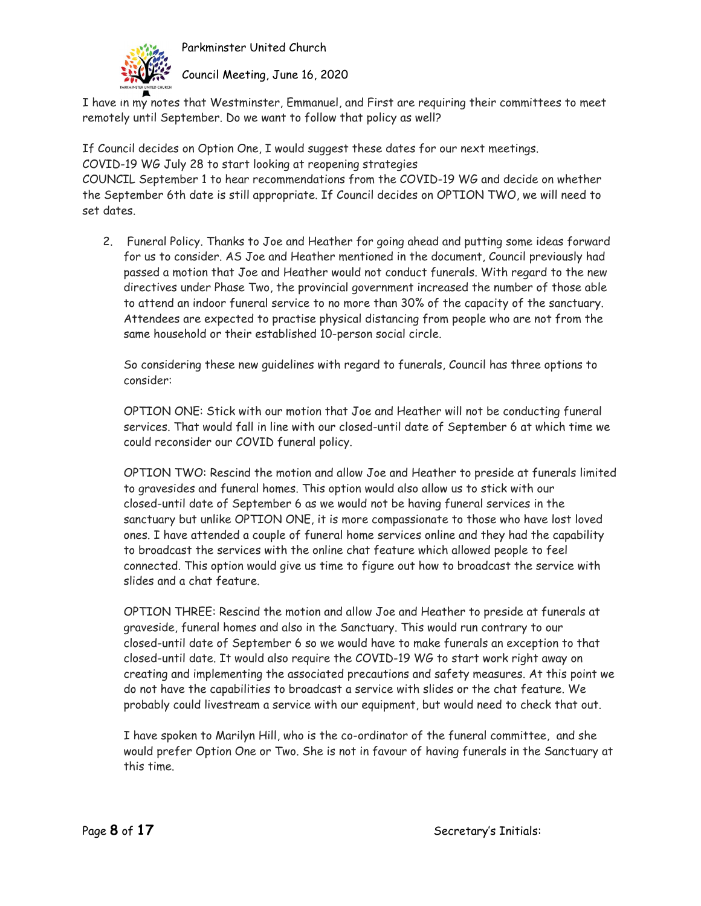I have in my notes that Westminster, Emmanuel, and First are requiring their committees to meet remotely until September. Do we want to follow that policy as well?

If Council decides on Option One, I would suggest these dates for our next meetings.
COVID-19 WG July 28 to start looking at reopening strategies
COUNCIL September 1 to hear recommendations from the COVID-19 WG and decide on whether the September 6th date is still appropriate. If Council decides on OPTION TWO, we will need to set dates.

2. Funeral Policy. Thanks to Joe and Heather for going ahead and putting some ideas forward for us to consider. AS Joe and Heather mentioned in the document, Council previously had passed a motion that Joe and Heather would not conduct funerals. With regard to the new directives under Phase Two, the provincial government increased the number of those able to attend an indoor funeral service to no more than 30% of the capacity of the sanctuary. Attendees are expected to practise physical distancing from people who are not from the same household or their established 10-person social circle.

   So considering these new guidelines with regard to funerals, Council has three options to consider:

   OPTION ONE: Stick with our motion that Joe and Heather will not be conducting funeral services. That would fall in line with our closed-until date of September 6 at which time we could reconsider our COVID funeral policy.

   OPTION TWO: Rescind the motion and allow Joe and Heather to preside at funerals limited to gravesides and funeral homes. This option would also allow us to stick with our closed-until date of September 6 as we would not be having funeral services in the sanctuary but unlike OPTION ONE, it is more compassionate to those who have lost loved ones. I have attended a couple of funeral home services online and they had the capability to broadcast the services with the online chat feature which allowed people to feel connected. This option would give us time to figure out how to broadcast the service with slides and a chat feature.

   OPTION THREE: Rescind the motion and allow Joe and Heather to preside at funerals at graveside, funeral homes and also in the Sanctuary. This would run contrary to our closed-until date of September 6 so we would have to make funerals an exception to that closed-until date. It would also require the COVID-19 WG to start work right away on creating and implementing the associated precautions and safety measures. At this point we do not have the capabilities to broadcast a service with slides or the chat feature. We probably could livestream a service with our equipment, but would need to check that out.

   I have spoken to Marilyn Hill, who is the co-ordinator of the funeral committee, and she would prefer Option One or Two. She is not in favour of having funerals in the Sanctuary at this time.

Secretary's Initials: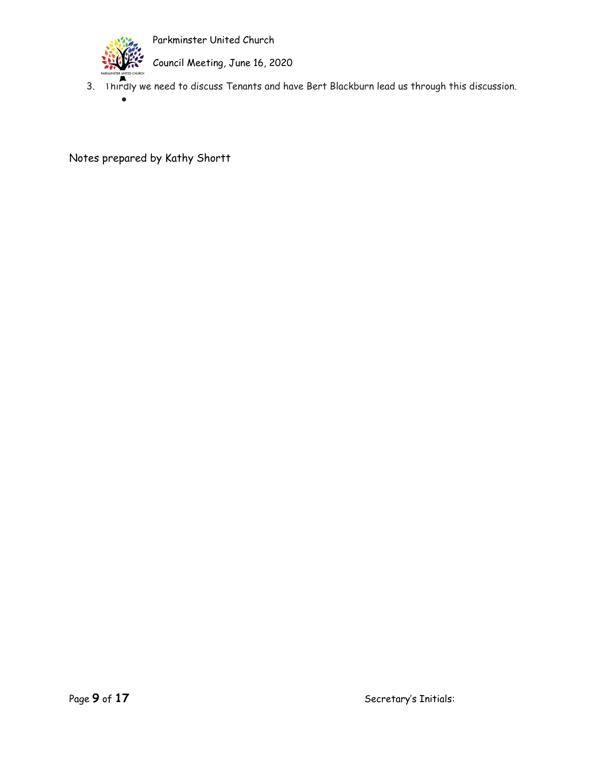3. Thirdly we need to discuss Tenants and have Bert Blackburn lead us through this discussion.
    - 

Notes prepared by Kathy Shortt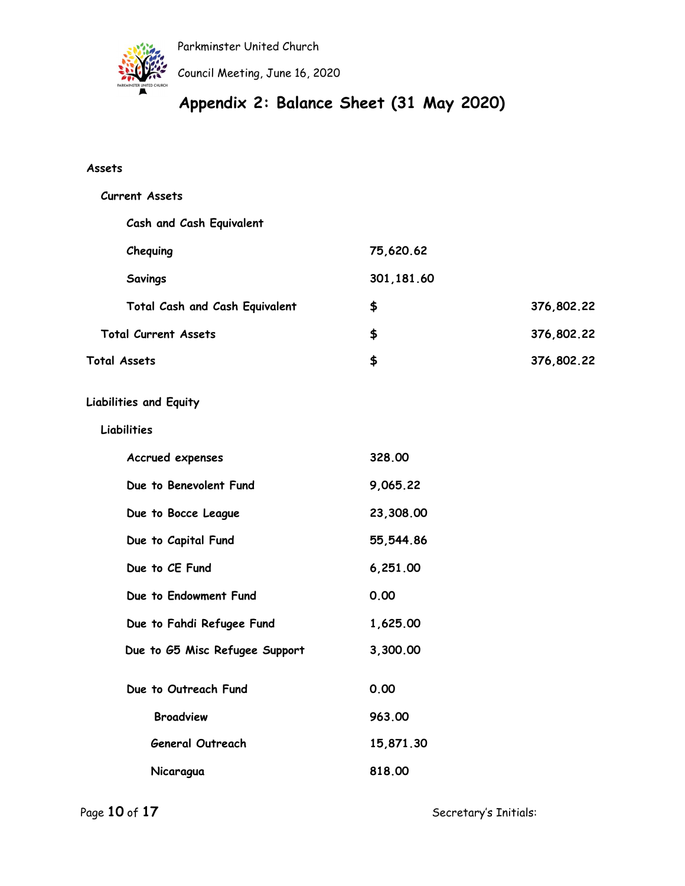## Appendix 2: Balance Sheet (31 May 2020)

| | | |
|---|---|---|
| **Assets** | | |
| **Current Assets** | | |
| **Cash and Cash Equivalent** | | |
| **Chequing** | **75,620.62** | |
| **Savings** | **301,181.60** | |
| **Total Cash and Cash Equivalent** | **$** | **376,802.22** |
| **Total Current Assets** | **$** | **376,802.22** |
| **Total Assets** | **$** | **376,802.22** |
| **Liabilities and Equity** | | |
| **Liabilities** | | |
| **Accrued expenses** | **328.00** | |
| **Due to Benevolent Fund** | **9,065.22** | |
| **Due to Bocce League** | **23,308.00** | |
| **Due to Capital Fund** | **55,544.86** | |
| **Due to CE Fund** | **6,251.00** | |
| **Due to Endowment Fund** | **0.00** | |
| **Due to Fahdi Refugee Fund** | **1,625.00** | |
| **Due to G5 Misc Refugee Support** | **3,300.00** | |
| **Due to Outreach Fund** | **0.00** | |
| **Broadview** | **963.00** | |
| **General Outreach** | **15,871.30** | |
| **Nicaragua** | **818.00** | |

Secretary's Initials: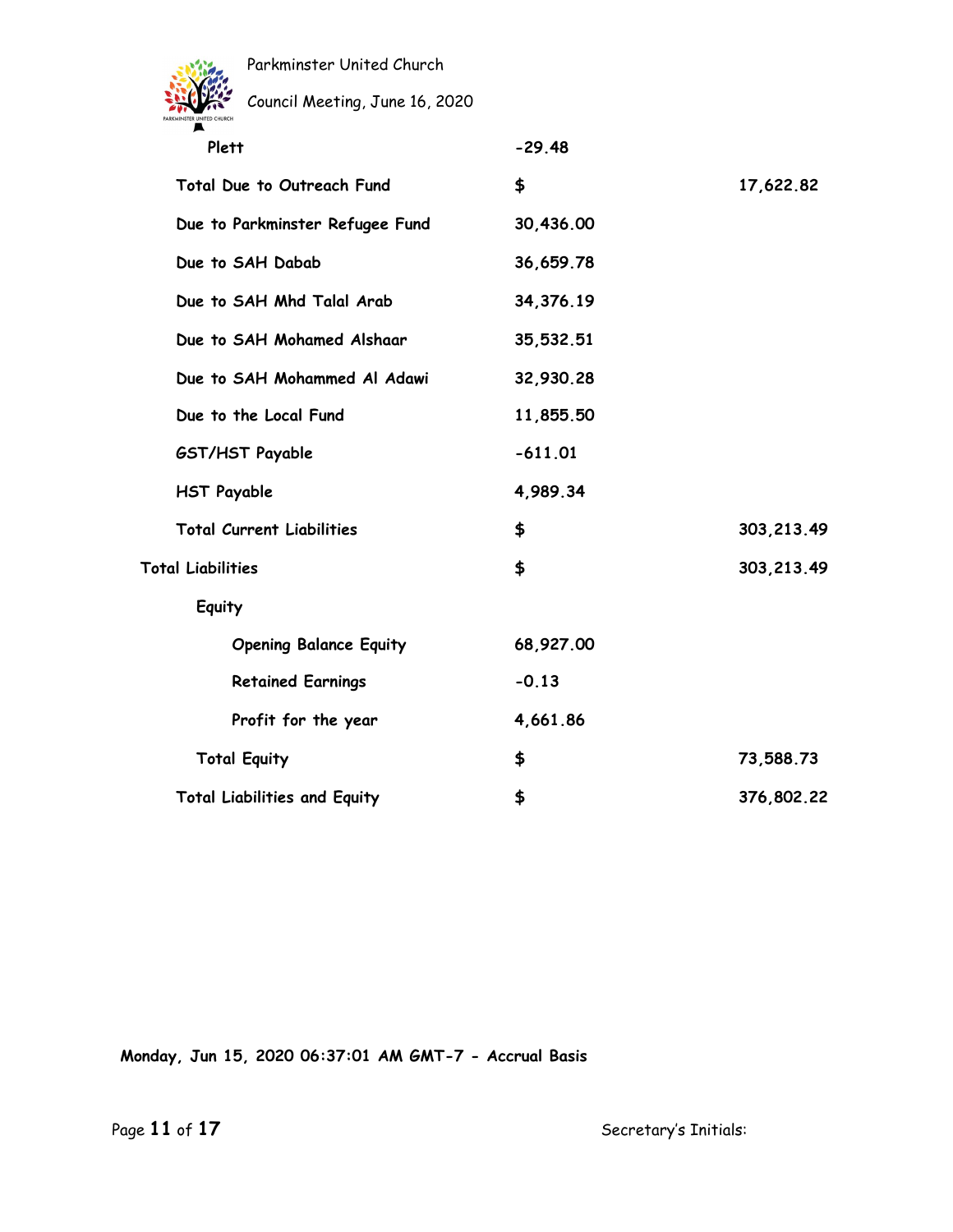| | | |
|---|---|---|
| Plett | -29.48 | |
| Total Due to Outreach Fund | $ | 17,622.82 |
| Due to Parkminster Refugee Fund | 30,436.00 | |
| Due to SAH Dabab | 36,659.78 | |
| Due to SAH Mhd Talal Arab | 34,376.19 | |
| Due to SAH Mohamed Alshaar | 35,532.51 | |
| Due to SAH Mohammed Al Adawi | 32,930.28 | |
| Due to the Local Fund | 11,855.50 | |
| GST/HST Payable | -611.01 | |
| HST Payable | 4,989.34 | |
| Total Current Liabilities | $ | 303,213.49 |
| Total Liabilities | $ | 303,213.49 |
| Equity | | |
| Opening Balance Equity | 68,927.00 | |
| Retained Earnings | -0.13 | |
| Profit for the year | 4,661.86 | |
| Total Equity | $ | 73,588.73 |
| Total Liabilities and Equity | $ | 376,802.22 |

**Monday, Jun 15, 2020 06:37:01 AM GMT-7 - Accrual Basis**

Secretary's Initials: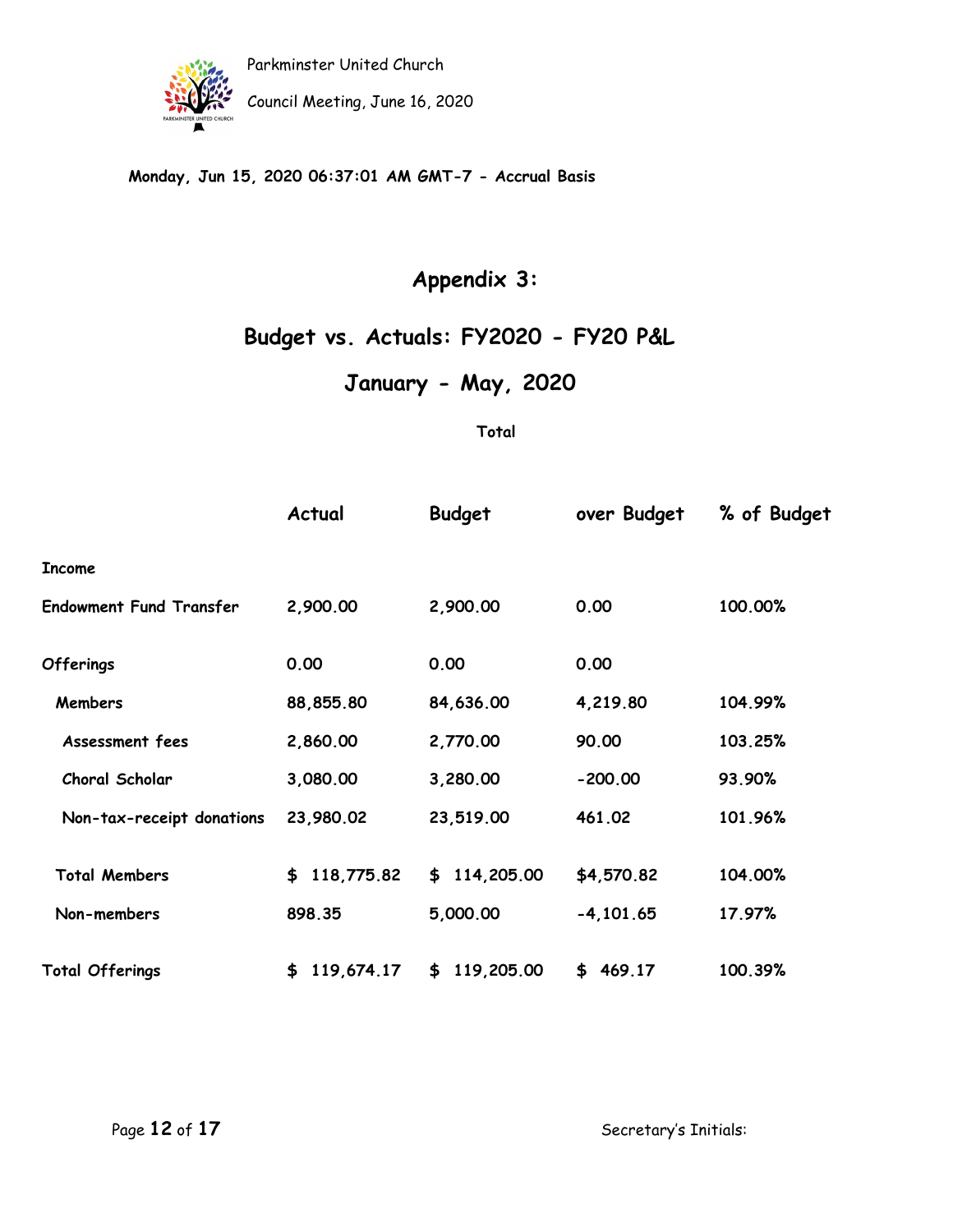Monday, Jun 15, 2020 06:37:01 AM GMT-7 - Accrual Basis

# Appendix 3:

## Budget vs. Actuals: FY2020 - FY20 P&L

## January - May, 2020

**Total**

| | Actual | Budget | over Budget | % of Budget |
|---|---|---|---|---|
| **Income** | | | | |
| Endowment Fund Transfer | 2,900.00 | 2,900.00 | 0.00 | 100.00% |
| Offerings | 0.00 | 0.00 | 0.00 | |
| Members | 88,855.80 | 84,636.00 | 4,219.80 | 104.99% |
| Assessment fees | 2,860.00 | 2,770.00 | 90.00 | 103.25% |
| Choral Scholar | 3,080.00 | 3,280.00 | -200.00 | 93.90% |
| Non-tax-receipt donations | 23,980.02 | 23,519.00 | 461.02 | 101.96% |
| Total Members | $ 118,775.82 | $ 114,205.00 | $4,570.82 | 104.00% |
| Non-members | 898.35 | 5,000.00 | -4,101.65 | 17.97% |
| Total Offerings | $ 119,674.17 | $ 119,205.00 | $ 469.17 | 100.39% |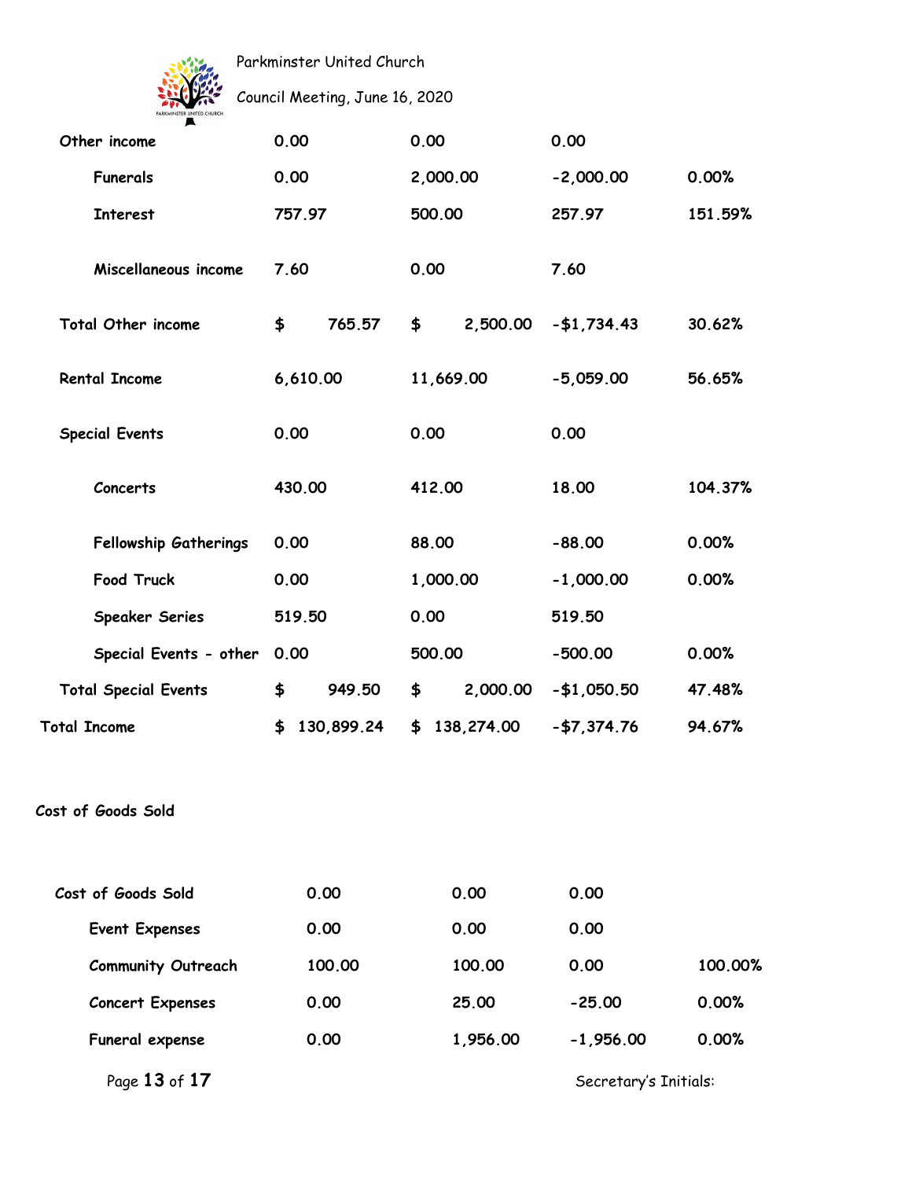| | | | | |
|---|---|---|---|---|
| Other income | 0.00 | 0.00 | 0.00 | |
| Funerals | 0.00 | 2,000.00 | -2,000.00 | 0.00% |
| Interest | 757.97 | 500.00 | 257.97 | 151.59% |
| Miscellaneous income | 7.60 | 0.00 | 7.60 | |
| Total Other income | $ 765.57 | $ 2,500.00 | -$1,734.43 | 30.62% |
| Rental Income | 6,610.00 | 11,669.00 | -5,059.00 | 56.65% |
| Special Events | 0.00 | 0.00 | 0.00 | |
| Concerts | 430.00 | 412.00 | 18.00 | 104.37% |
| Fellowship Gatherings | 0.00 | 88.00 | -88.00 | 0.00% |
| Food Truck | 0.00 | 1,000.00 | -1,000.00 | 0.00% |
| Speaker Series | 519.50 | 0.00 | 519.50 | |
| Special Events - other | 0.00 | 500.00 | -500.00 | 0.00% |
| Total Special Events | $ 949.50 | $ 2,000.00 | -$1,050.50 | 47.48% |
| Total Income | $ 130,899.24 | $ 138,274.00 | -$7,374.76 | 94.67% |

*Cost of Goods Sold*

| | | | | |
|---|---|---|---|---|
| Cost of Goods Sold | 0.00 | 0.00 | 0.00 | |
| Event Expenses | 0.00 | 0.00 | 0.00 | |
| Community Outreach | 100.00 | 100.00 | 0.00 | 100.00% |
| Concert Expenses | 0.00 | 25.00 | -25.00 | 0.00% |
| Funeral expense | 0.00 | 1,956.00 | -1,956.00 | 0.00% |

Secretary's Initials: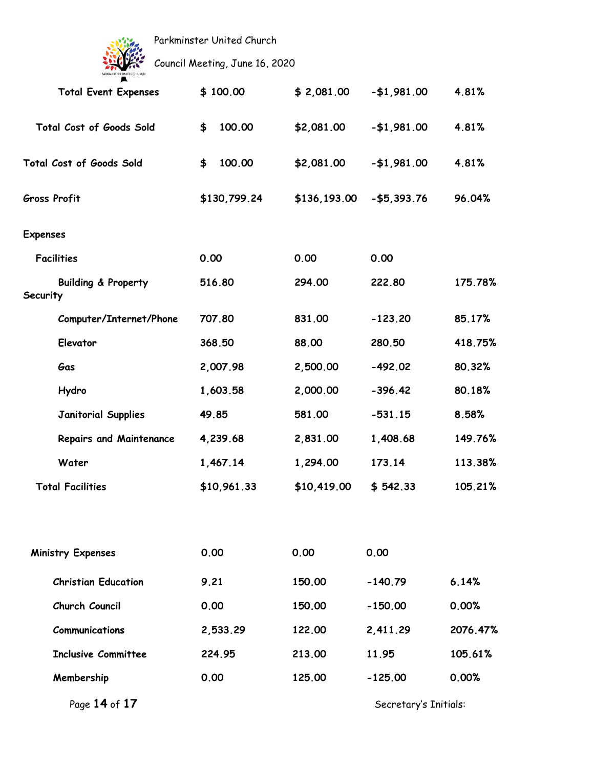| | | | | |
|---|---|---|---|---|
| Total Event Expenses | $ 100.00 | $ 2,081.00 | -$1,981.00 | 4.81% |
| Total Cost of Goods Sold | $ 100.00 | $2,081.00 | -$1,981.00 | 4.81% |
| Total Cost of Goods Sold | $ 100.00 | $2,081.00 | -$1,981.00 | 4.81% |
| Gross Profit | $130,799.24 | $136,193.00 | -$5,393.76 | 96.04% |
| Expenses | | | | |
| Facilities | 0.00 | 0.00 | 0.00 | |
| Building & Property Security | 516.80 | 294.00 | 222.80 | 175.78% |
| Computer/Internet/Phone | 707.80 | 831.00 | -123.20 | 85.17% |
| Elevator | 368.50 | 88.00 | 280.50 | 418.75% |
| Gas | 2,007.98 | 2,500.00 | -492.02 | 80.32% |
| Hydro | 1,603.58 | 2,000.00 | -396.42 | 80.18% |
| Janitorial Supplies | 49.85 | 581.00 | -531.15 | 8.58% |
| Repairs and Maintenance | 4,239.68 | 2,831.00 | 1,408.68 | 149.76% |
| Water | 1,467.14 | 1,294.00 | 173.14 | 113.38% |
| Total Facilities | $10,961.33 | $10,419.00 | $ 542.33 | 105.21% |
| Ministry Expenses | 0.00 | 0.00 | 0.00 | |
| Christian Education | 9.21 | 150.00 | -140.79 | 6.14% |
| Church Council | 0.00 | 150.00 | -150.00 | 0.00% |
| Communications | 2,533.29 | 122.00 | 2,411.29 | 2076.47% |
| Inclusive Committee | 224.95 | 213.00 | 11.95 | 105.61% |
| Membership | 0.00 | 125.00 | -125.00 | 0.00% |

Secretary's Initials: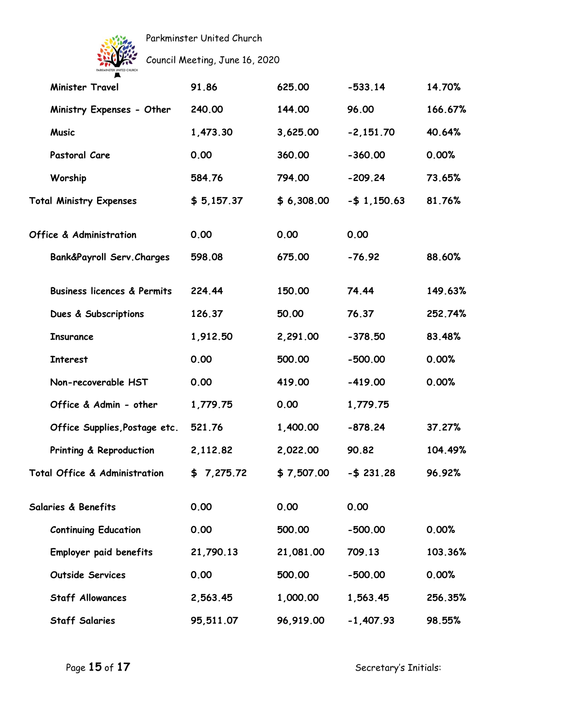| | | | | |
|---|---|---|---|---|
| Minister Travel | 91.86 | 625.00 | -533.14 | 14.70% |
| Ministry Expenses - Other | 240.00 | 144.00 | 96.00 | 166.67% |
| Music | 1,473.30 | 3,625.00 | -2,151.70 | 40.64% |
| Pastoral Care | 0.00 | 360.00 | -360.00 | 0.00% |
| Worship | 584.76 | 794.00 | -209.24 | 73.65% |
| Total Ministry Expenses | $ 5,157.37 | $ 6,308.00 | -$ 1,150.63 | 81.76% |
| Office & Administration | 0.00 | 0.00 | 0.00 | |
| Bank&Payroll Serv.Charges | 598.08 | 675.00 | -76.92 | 88.60% |
| Business licences & Permits | 224.44 | 150.00 | 74.44 | 149.63% |
| Dues & Subscriptions | 126.37 | 50.00 | 76.37 | 252.74% |
| Insurance | 1,912.50 | 2,291.00 | -378.50 | 83.48% |
| Interest | 0.00 | 500.00 | -500.00 | 0.00% |
| Non-recoverable HST | 0.00 | 419.00 | -419.00 | 0.00% |
| Office & Admin - other | 1,779.75 | 0.00 | 1,779.75 | |
| Office Supplies,Postage etc. | 521.76 | 1,400.00 | -878.24 | 37.27% |
| Printing & Reproduction | 2,112.82 | 2,022.00 | 90.82 | 104.49% |
| Total Office & Administration | $ 7,275.72 | $ 7,507.00 | -$ 231.28 | 96.92% |
| Salaries & Benefits | 0.00 | 0.00 | 0.00 | |
| Continuing Education | 0.00 | 500.00 | -500.00 | 0.00% |
| Employer paid benefits | 21,790.13 | 21,081.00 | 709.13 | 103.36% |
| Outside Services | 0.00 | 500.00 | -500.00 | 0.00% |
| Staff Allowances | 2,563.45 | 1,000.00 | 1,563.45 | 256.35% |
| Staff Salaries | 95,511.07 | 96,919.00 | -1,407.93 | 98.55% |

Secretary's Initials: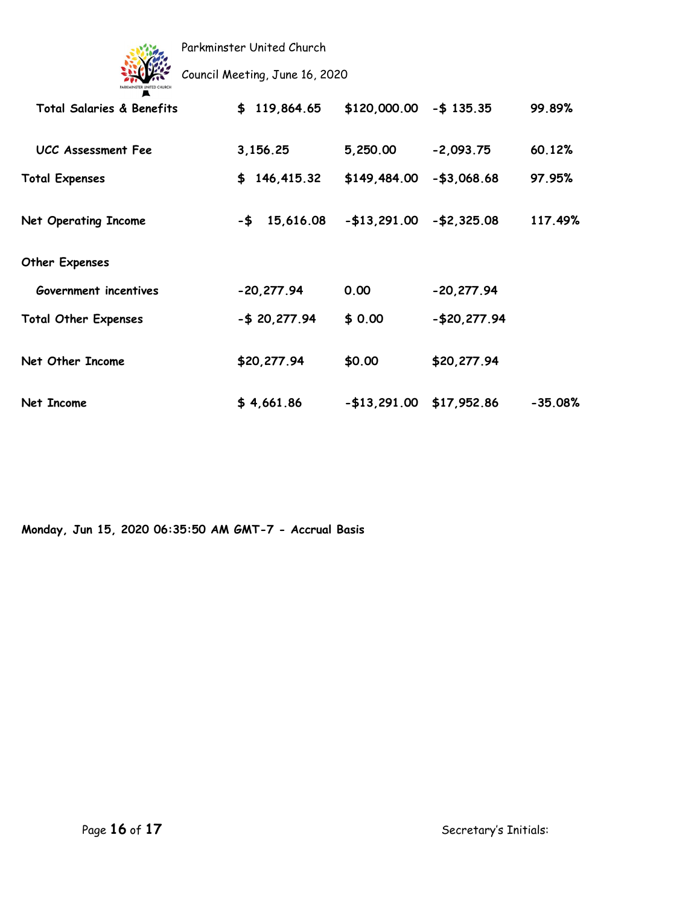| | | | | |
|---|---|---|---|---|
| **Total Salaries & Benefits** | **$ 119,864.65** | **$120,000.00** | **-$ 135.35** | **99.89%** |
| **UCC Assessment Fee** | **3,156.25** | **5,250.00** | **-2,093.75** | **60.12%** |
| **Total Expenses** | **$ 146,415.32** | **$149,484.00** | **-$3,068.68** | **97.95%** |
| **Net Operating Income** | **-$ 15,616.08** | **-$13,291.00** | **-$2,325.08** | **117.49%** |
| **Other Expenses** | | | | |
| **Government incentives** | **-20,277.94** | **0.00** | **-20,277.94** | |
| **Total Other Expenses** | **-$ 20,277.94** | **$ 0.00** | **-$20,277.94** | |
| **Net Other Income** | **$20,277.94** | **$0.00** | **$20,277.94** | |
| **Net Income** | **$ 4,661.86** | **-$13,291.00** | **$17,952.86** | **-35.08%** |

**Monday, Jun 15, 2020 06:35:50 AM GMT-7 - Accrual Basis**

Secretary's Initials: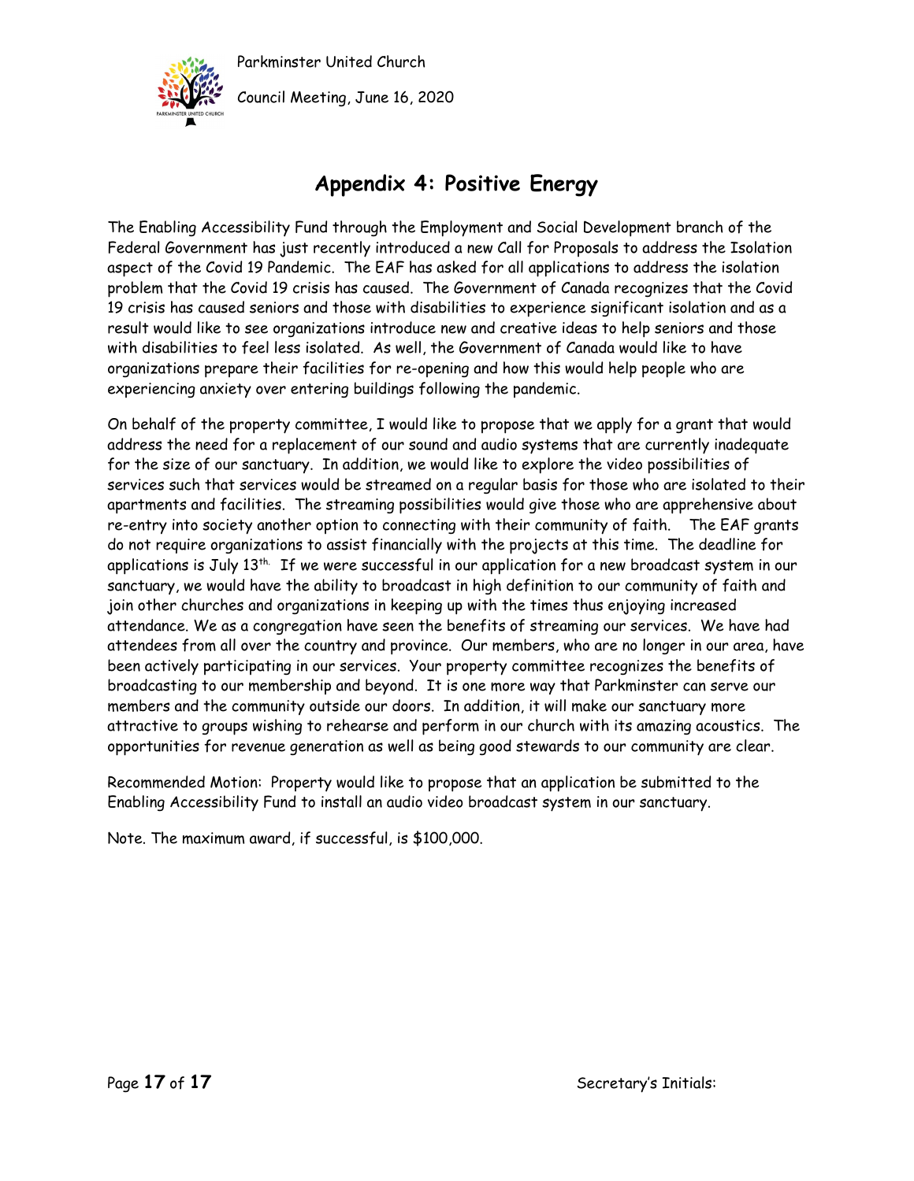# Appendix 4: Positive Energy

The Enabling Accessibility Fund through the Employment and Social Development branch of the Federal Government has just recently introduced a new Call for Proposals to address the Isolation aspect of the Covid 19 Pandemic. The EAF has asked for all applications to address the isolation problem that the Covid 19 crisis has caused. The Government of Canada recognizes that the Covid 19 crisis has caused seniors and those with disabilities to experience significant isolation and as a result would like to see organizations introduce new and creative ideas to help seniors and those with disabilities to feel less isolated. As well, the Government of Canada would like to have organizations prepare their facilities for re-opening and how this would help people who are experiencing anxiety over entering buildings following the pandemic.

On behalf of the property committee, I would like to propose that we apply for a grant that would address the need for a replacement of our sound and audio systems that are currently inadequate for the size of our sanctuary. In addition, we would like to explore the video possibilities of services such that services would be streamed on a regular basis for those who are isolated to their apartments and facilities. The streaming possibilities would give those who are apprehensive about re-entry into society another option to connecting with their community of faith. The EAF grants do not require organizations to assist financially with the projects at this time. The deadline for applications is July 13th. If we were successful in our application for a new broadcast system in our sanctuary, we would have the ability to broadcast in high definition to our community of faith and join other churches and organizations in keeping up with the times thus enjoying increased attendance. We as a congregation have seen the benefits of streaming our services. We have had attendees from all over the country and province. Our members, who are no longer in our area, have been actively participating in our services. Your property committee recognizes the benefits of broadcasting to our membership and beyond. It is one more way that Parkminster can serve our members and the community outside our doors. In addition, it will make our sanctuary more attractive to groups wishing to rehearse and perform in our church with its amazing acoustics. The opportunities for revenue generation as well as being good stewards to our community are clear.

Recommended Motion: Property would like to propose that an application be submitted to the Enabling Accessibility Fund to install an audio video broadcast system in our sanctuary.

Note. The maximum award, if successful, is $100,000.

Secretary's Initials: